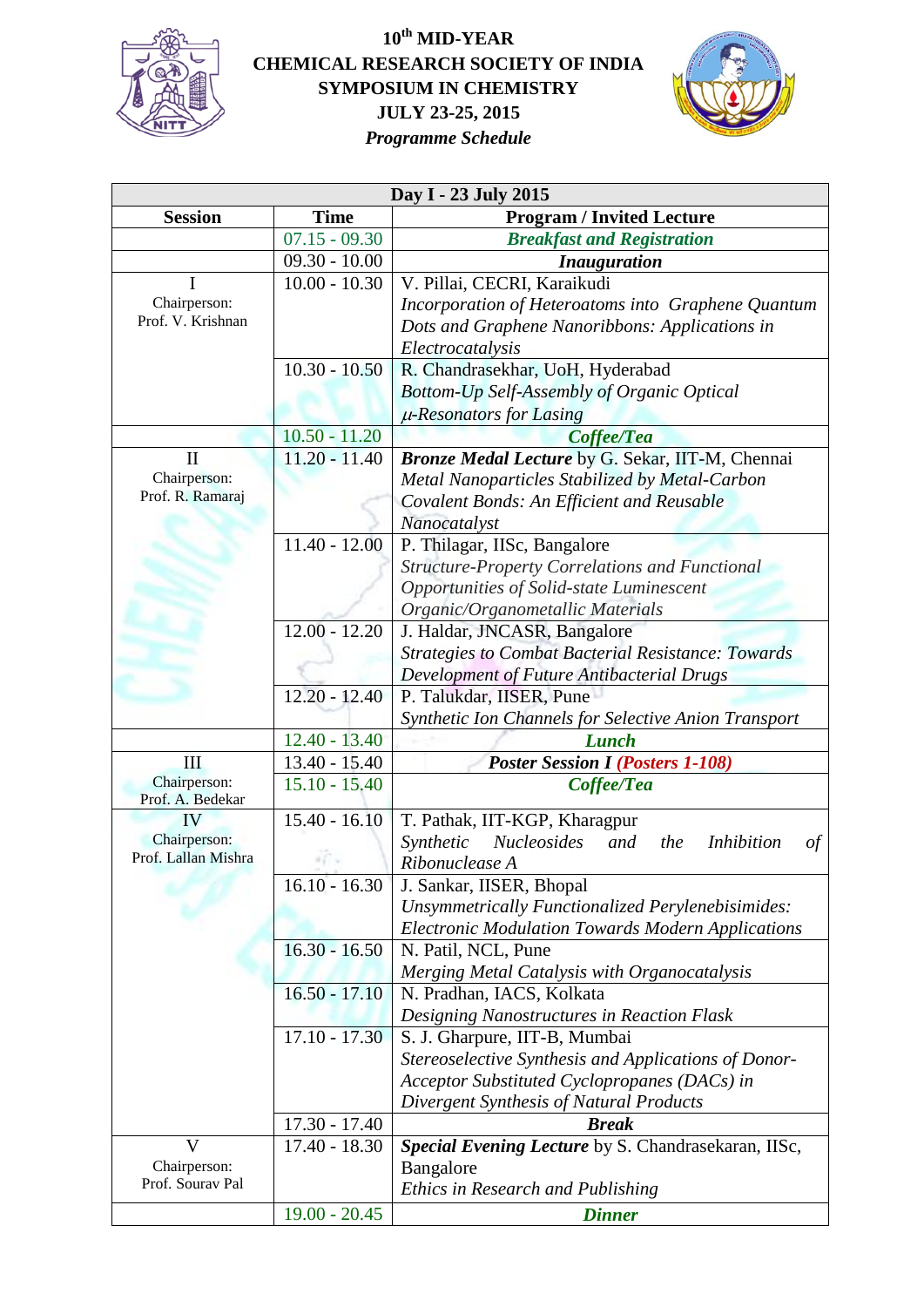# 10th MID-YEAR CHEMICAL RESEARCH SOCIETY OF INDIA SYMPOSIUM IN CHEMISTRY

## JULY 23-25, 2015

### *Programme Schedule*

| Day I - 23 July 2015 | | |
|---|---|---|
| **Session** | **Time** | **Program / Invited Lecture** |
| | 07.15 - 09.30 | ***Breakfast and Registration*** |
| | 09.30 - 10.00 | ***Inauguration*** |
| I<br>Chairperson:<br>Prof. V. Krishnan | 10.00 - 10.30 | V. Pillai, CECRI, Karaikudi<br>*Incorporation of Heteroatoms into Graphene Quantum Dots and Graphene Nanoribbons: Applications in Electrocatalysis* |
| | 10.30 - 10.50 | R. Chandrasekhar, UoH, Hyderabad<br>*Bottom-Up Self-Assembly of Organic Optical $\mu$-Resonators for Lasing* |
| | 10.50 - 11.20 | ***Coffee/Tea*** |
| II<br>Chairperson:<br>Prof. R. Ramaraj | 11.20 - 11.40 | ***Bronze Medal Lecture*** by G. Sekar, IIT-M, Chennai<br>*Metal Nanoparticles Stabilized by Metal-Carbon Covalent Bonds: An Efficient and Reusable Nanocatalyst* |
| | 11.40 - 12.00 | P. Thilagar, IISc, Bangalore<br>*Structure-Property Correlations and Functional Opportunities of Solid-state Luminescent Organic/Organometallic Materials* |
| | 12.00 - 12.20 | J. Haldar, JNCASR, Bangalore<br>*Strategies to Combat Bacterial Resistance: Towards Development of Future Antibacterial Drugs* |
| | 12.20 - 12.40 | P. Talukdar, IISER, Pune<br>*Synthetic Ion Channels for Selective Anion Transport* |
| | 12.40 - 13.40 | ***Lunch*** |
| III<br>Chairperson:<br>Prof. A. Bedekar | 13.40 - 15.40 | ***Poster Session I (Posters 1-108)*** |
| | 15.10 - 15.40 | ***Coffee/Tea*** |
| IV<br>Chairperson:<br>Prof. Lallan Mishra | 15.40 - 16.10 | T. Pathak, IIT-KGP, Kharagpur<br>*Synthetic Nucleosides and the Inhibition of Ribonuclease A* |
| | 16.10 - 16.30 | J. Sankar, IISER, Bhopal<br>*Unsymmetrically Functionalized Perylenebisimides: Electronic Modulation Towards Modern Applications* |
| | 16.30 - 16.50 | N. Patil, NCL, Pune<br>*Merging Metal Catalysis with Organocatalysis* |
| | 16.50 - 17.10 | N. Pradhan, IACS, Kolkata<br>*Designing Nanostructures in Reaction Flask* |
| | 17.10 - 17.30 | S. J. Gharpure, IIT-B, Mumbai<br>*Stereoselective Synthesis and Applications of Donor-Acceptor Substituted Cyclopropanes (DACs) in Divergent Synthesis of Natural Products* |
| | 17.30 - 17.40 | ***Break*** |
| V<br>Chairperson:<br>Prof. Sourav Pal | 17.40 - 18.30 | ***Special Evening Lecture*** by S. Chandrasekaran, IISc, Bangalore<br>*Ethics in Research and Publishing* |
| | 19.00 - 20.45 | ***Dinner*** |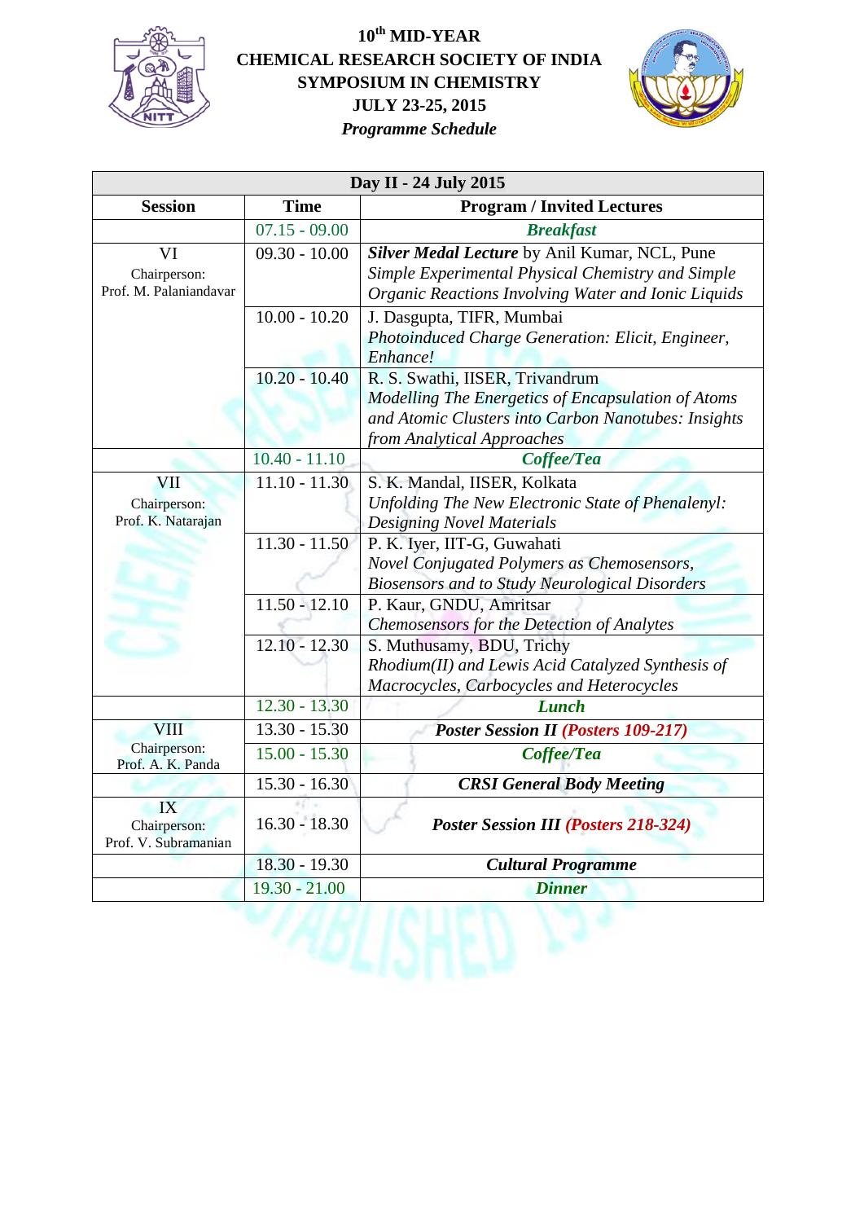# 10th MID-YEAR CHEMICAL RESEARCH SOCIETY OF INDIA SYMPOSIUM IN CHEMISTRY

**JULY 23-25, 2015**

***Programme Schedule***

| Day II - 24 July 2015 | | |
|---|---|---|
| **Session** | **Time** | **Program / Invited Lectures** |
| | 07.15 - 09.00 | ***Breakfast*** |
| VI<br>Chairperson:<br>Prof. M. Palaniandavar | 09.30 - 10.00 | ***Silver Medal Lecture*** by Anil Kumar, NCL, Pune<br>*Simple Experimental Physical Chemistry and Simple Organic Reactions Involving Water and Ionic Liquids* |
| | 10.00 - 10.20 | J. Dasgupta, TIFR, Mumbai<br>*Photoinduced Charge Generation: Elicit, Engineer, Enhance!* |
| | 10.20 - 10.40 | R. S. Swathi, IISER, Trivandrum<br>*Modelling The Energetics of Encapsulation of Atoms and Atomic Clusters into Carbon Nanotubes: Insights from Analytical Approaches* |
| | 10.40 - 11.10 | ***Coffee/Tea*** |
| VII<br>Chairperson:<br>Prof. K. Natarajan | 11.10 - 11.30 | S. K. Mandal, IISER, Kolkata<br>*Unfolding The New Electronic State of Phenalenyl: Designing Novel Materials* |
| | 11.30 - 11.50 | P. K. Iyer, IIT-G, Guwahati<br>*Novel Conjugated Polymers as Chemosensors, Biosensors and to Study Neurological Disorders* |
| | 11.50 - 12.10 | P. Kaur, GNDU, Amritsar<br>*Chemosensors for the Detection of Analytes* |
| | 12.10 - 12.30 | S. Muthusamy, BDU, Trichy<br>*Rhodium(II) and Lewis Acid Catalyzed Synthesis of Macrocycles, Carbocycles and Heterocycles* |
| | 12.30 - 13.30 | ***Lunch*** |
| VIII<br>Chairperson:<br>Prof. A. K. Panda | 13.30 - 15.30 | ***Poster Session II (Posters 109-217)*** |
| | 15.00 - 15.30 | ***Coffee/Tea*** |
| | 15.30 - 16.30 | ***CRSI General Body Meeting*** |
| IX<br>Chairperson:<br>Prof. V. Subramanian | 16.30 - 18.30 | ***Poster Session III (Posters 218-324)*** |
| | 18.30 - 19.30 | ***Cultural Programme*** |
| | 19.30 - 21.00 | ***Dinner*** |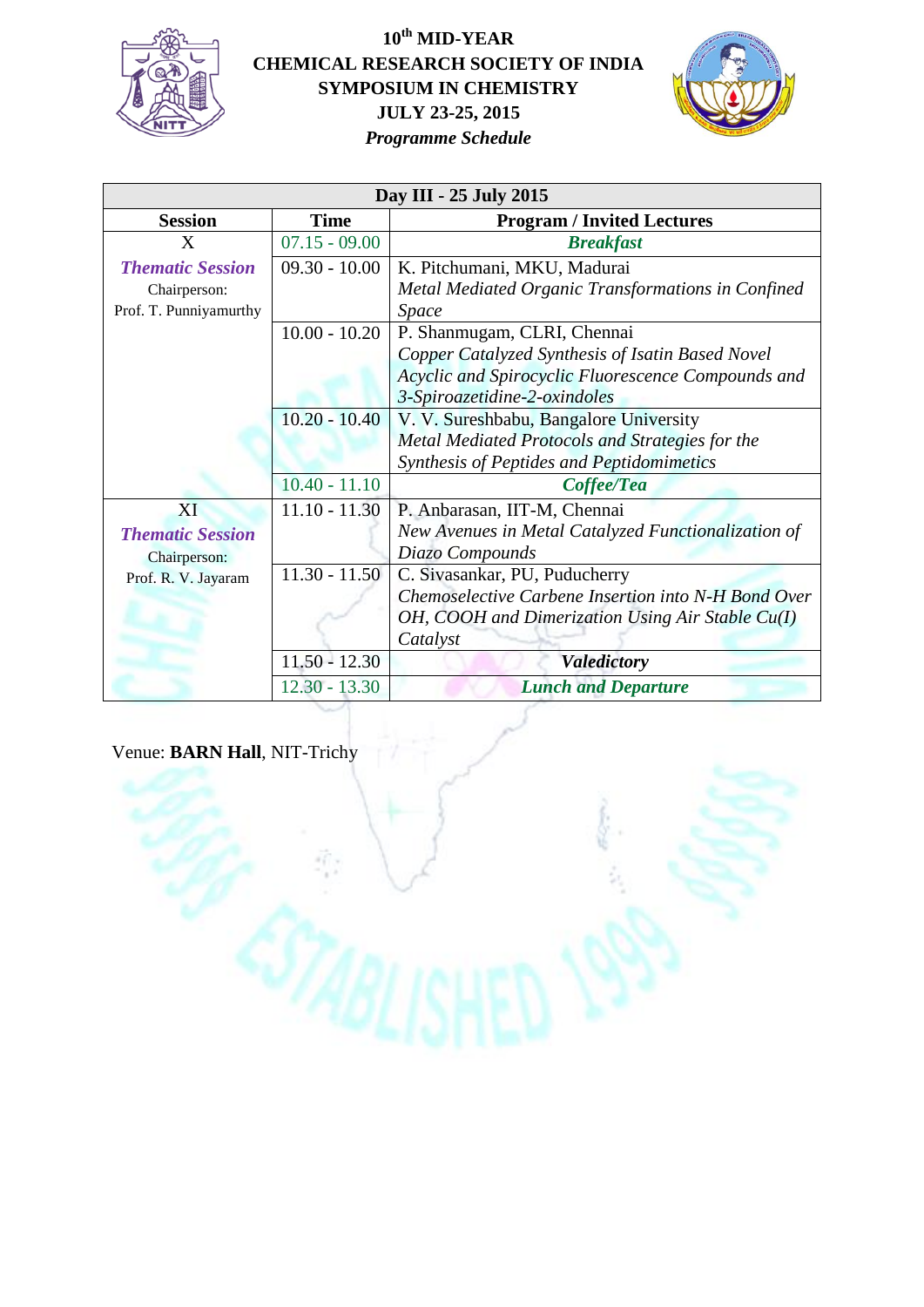# 10th MID-YEAR CHEMICAL RESEARCH SOCIETY OF INDIA SYMPOSIUM IN CHEMISTRY

## JULY 23-25, 2015

### *Programme Schedule*

| Day III - 25 July 2015 | | |
|---|---|---|
| **Session** | **Time** | **Program / Invited Lectures** |
| X | 07.15 - 09.00 | ***Breakfast*** |
| ***Thematic Session*** Chairperson: Prof. T. Punniyamurthy | 09.30 - 10.00 | K. Pitchumani, MKU, Madurai *Metal Mediated Organic Transformations in Confined Space* |
| | 10.00 - 10.20 | P. Shanmugam, CLRI, Chennai *Copper Catalyzed Synthesis of Isatin Based Novel Acyclic and Spirocyclic Fluorescence Compounds and 3-Spiroazetidine-2-oxindoles* |
| | 10.20 - 10.40 | V. V. Sureshbabu, Bangalore University *Metal Mediated Protocols and Strategies for the Synthesis of Peptides and Peptidomimetics* |
| | 10.40 - 11.10 | ***Coffee/Tea*** |
| XI ***Thematic Session*** Chairperson: Prof. R. V. Jayaram | 11.10 - 11.30 | P. Anbarasan, IIT-M, Chennai *New Avenues in Metal Catalyzed Functionalization of Diazo Compounds* |
| | 11.30 - 11.50 | C. Sivasankar, PU, Puducherry *Chemoselective Carbene Insertion into N-H Bond Over OH, COOH and Dimerization Using Air Stable Cu(I) Catalyst* |
| | 11.50 - 12.30 | ***Valedictory*** |
| | 12.30 - 13.30 | ***Lunch and Departure*** |

Venue: **BARN Hall**, NIT-Trichy